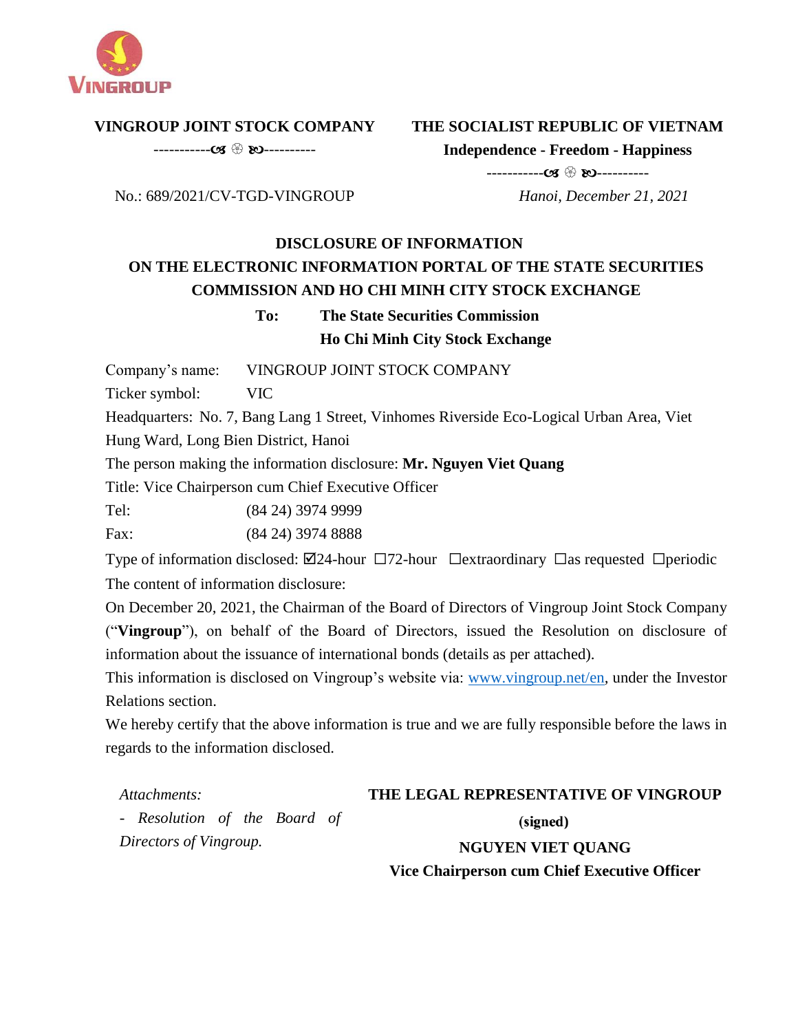**VINGROUP JOINT STOCK COMPANY**

-----------☙ ❀ ❧----------

No.: 689/2021/CV-TGD-VINGROUP

**THE SOCIALIST REPUBLIC OF VIETNAM**

**Independence - Freedom - Happiness**

-----------☙ ❀ ❧----------

*Hanoi, December 21, 2021*

# DISCLOSURE OF INFORMATION
## ON THE ELECTRONIC INFORMATION PORTAL OF THE STATE SECURITIES COMMISSION AND HO CHI MINH CITY STOCK EXCHANGE

**To: The State Securities Commission**
**Ho Chi Minh City Stock Exchange**

Company's name: VINGROUP JOINT STOCK COMPANY

Ticker symbol: VIC

Headquarters: No. 7, Bang Lang 1 Street, Vinhomes Riverside Eco-Logical Urban Area, Viet Hung Ward, Long Bien District, Hanoi

The person making the information disclosure: **Mr. Nguyen Viet Quang**

Title: Vice Chairperson cum Chief Executive Officer

Tel: (84 24) 3974 9999

Fax: (84 24) 3974 8888

Type of information disclosed: ☑24-hour ☐72-hour ☐extraordinary ☐as requested ☐periodic

The content of information disclosure:

On December 20, 2021, the Chairman of the Board of Directors of Vingroup Joint Stock Company ("**Vingroup**"), on behalf of the Board of Directors, issued the Resolution on disclosure of information about the issuance of international bonds (details as per attached).

This information is disclosed on Vingroup's website via: www.vingroup.net/en, under the Investor Relations section.

We hereby certify that the above information is true and we are fully responsible before the laws in regards to the information disclosed.

*Attachments:*

*- Resolution of the Board of Directors of Vingroup.*

**THE LEGAL REPRESENTATIVE OF VINGROUP**

**(signed)**

**NGUYEN VIET QUANG**

**Vice Chairperson cum Chief Executive Officer**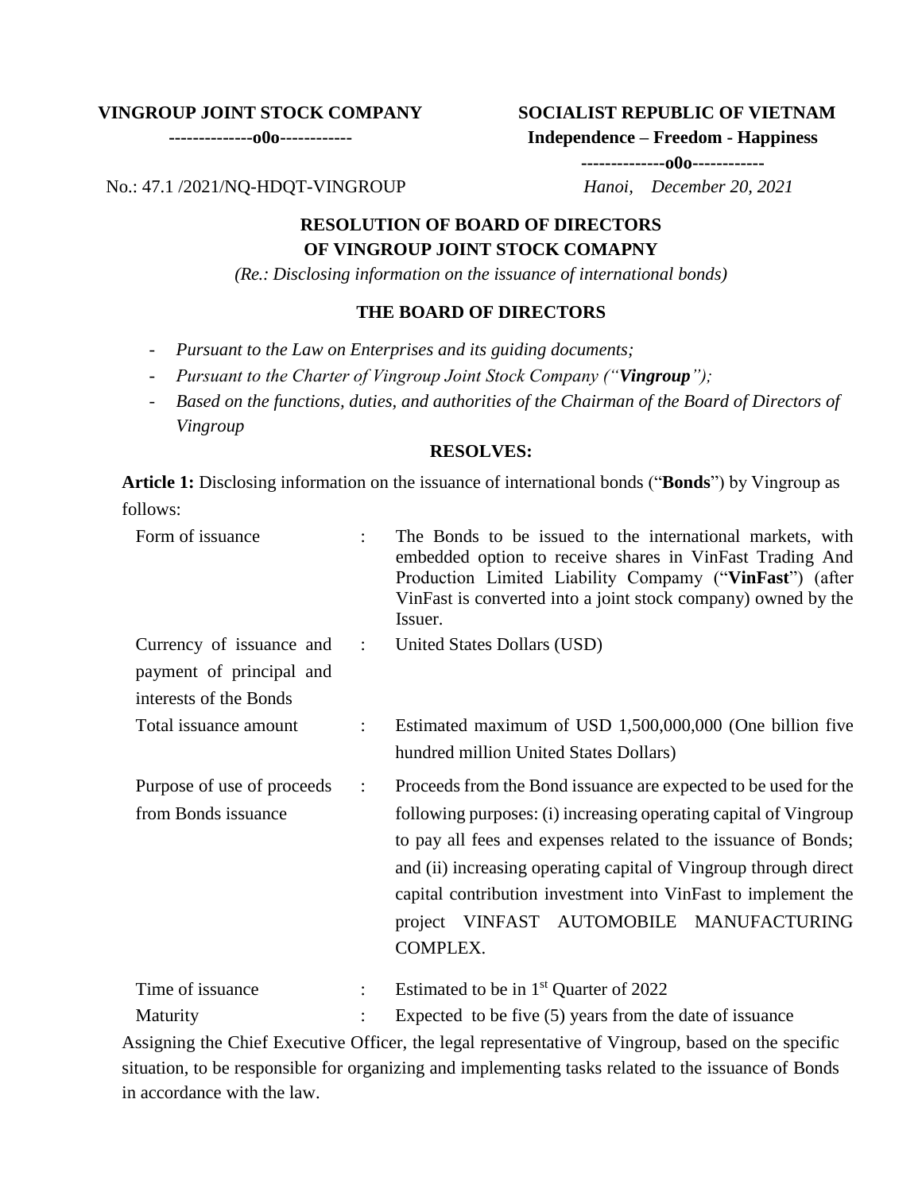| **VINGROUP JOINT STOCK COMPANY** | **SOCIALIST REPUBLIC OF VIETNAM** |
|---|---|
| **--------------o0o------------** | **Independence – Freedom - Happiness** |
| | **--------------o0o------------** |
| No.: 47.1 /2021/NQ-HDQT-VINGROUP | *Hanoi, December 20, 2021* |

# RESOLUTION OF BOARD OF DIRECTORS
# OF VINGROUP JOINT STOCK COMAPNY

*(Re.: Disclosing information on the issuance of international bonds)*

## THE BOARD OF DIRECTORS

- *Pursuant to the Law on Enterprises and its guiding documents;*
- *Pursuant to the Charter of Vingroup Joint Stock Company ("**Vingroup**");*
- *Based on the functions, duties, and authorities of the Chairman of the Board of Directors of Vingroup*

## RESOLVES:

**Article 1:** Disclosing information on the issuance of international bonds ("**Bonds**") by Vingroup as follows:

| | | |
|---|---|---|
| Form of issuance | : | The Bonds to be issued to the international markets, with embedded option to receive shares in VinFast Trading And Production Limited Liability Compamy ("**VinFast**") (after VinFast is converted into a joint stock company) owned by the Issuer. |
| Currency of issuance and payment of principal and interests of the Bonds | : | United States Dollars (USD) |
| Total issuance amount | : | Estimated maximum of USD 1,500,000,000 (One billion five hundred million United States Dollars) |
| Purpose of use of proceeds from Bonds issuance | : | Proceeds from the Bond issuance are expected to be used for the following purposes: (i) increasing operating capital of Vingroup to pay all fees and expenses related to the issuance of Bonds; and (ii) increasing operating capital of Vingroup through direct capital contribution investment into VinFast to implement the project VINFAST AUTOMOBILE MANUFACTURING COMPLEX. |
| Time of issuance | : | Estimated to be in 1st Quarter of 2022 |
| Maturity | : | Expected to be five (5) years from the date of issuance |

Assigning the Chief Executive Officer, the legal representative of Vingroup, based on the specific situation, to be responsible for organizing and implementing tasks related to the issuance of Bonds in accordance with the law.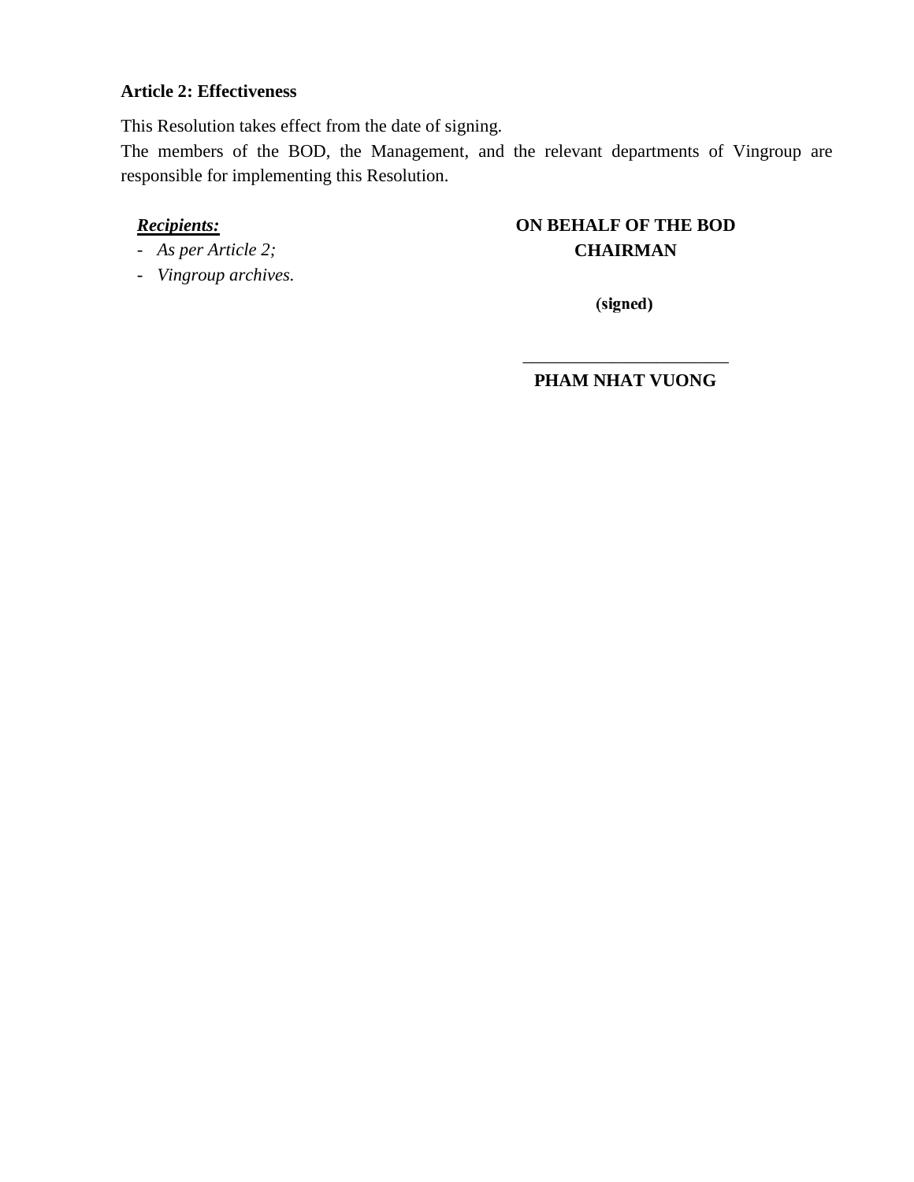**Article 2: Effectiveness**

This Resolution takes effect from the date of signing.

The members of the BOD, the Management, and the relevant departments of Vingroup are responsible for implementing this Resolution.

***Recipients:***

- *As per Article 2;*
- *Vingroup archives.*

**ON BEHALF OF THE BOD**
**CHAIRMAN**

**(signed)**

\_\_\_\_\_\_\_\_\_\_\_\_\_\_\_\_\_\_\_\_\_\_\_\_

**PHAM NHAT VUONG**